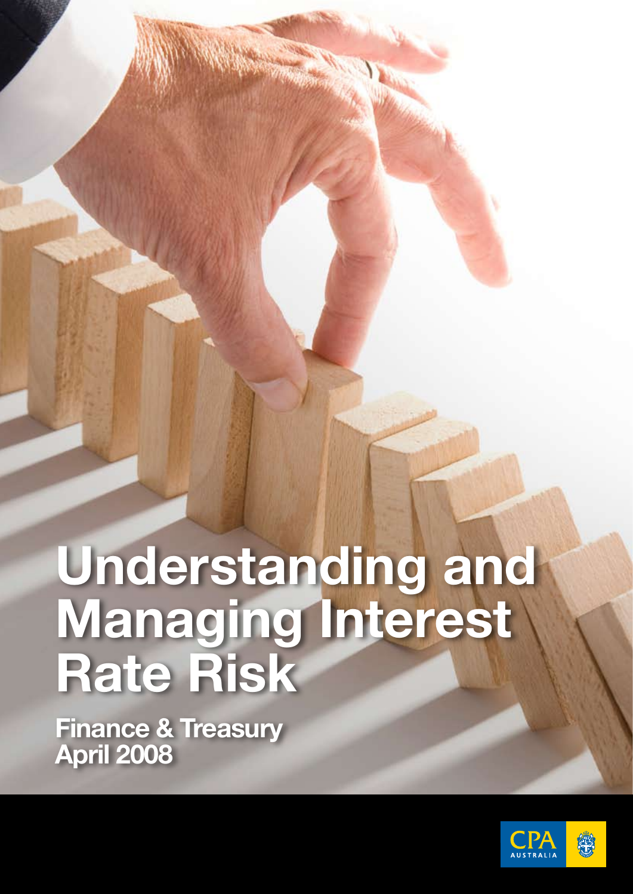# Understanding and Managing Interest Rate Risk

**Finance & Treasury**
**April 2008**

CPA AUSTRALIA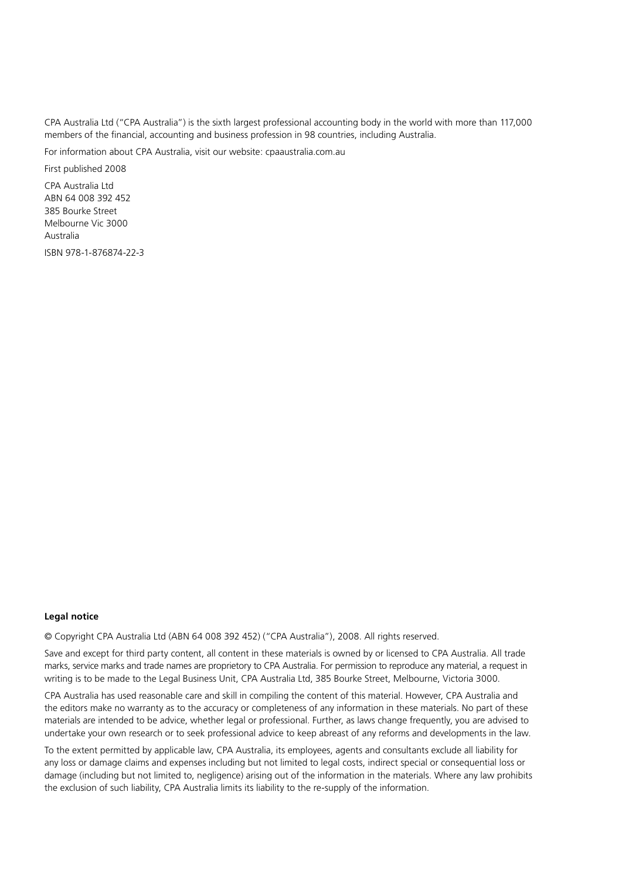CPA Australia Ltd ("CPA Australia") is the sixth largest professional accounting body in the world with more than 117,000 members of the financial, accounting and business profession in 98 countries, including Australia.

For information about CPA Australia, visit our website: cpaaustralia.com.au

First published 2008

CPA Australia Ltd  
ABN 64 008 392 452  
385 Bourke Street  
Melbourne Vic 3000  
Australia

ISBN 978-1-876874-22-3

**Legal notice**

© Copyright CPA Australia Ltd (ABN 64 008 392 452) ("CPA Australia"), 2008. All rights reserved.

Save and except for third party content, all content in these materials is owned by or licensed to CPA Australia. All trade marks, service marks and trade names are proprietory to CPA Australia. For permission to reproduce any material, a request in writing is to be made to the Legal Business Unit, CPA Australia Ltd, 385 Bourke Street, Melbourne, Victoria 3000.

CPA Australia has used reasonable care and skill in compiling the content of this material. However, CPA Australia and the editors make no warranty as to the accuracy or completeness of any information in these materials. No part of these materials are intended to be advice, whether legal or professional. Further, as laws change frequently, you are advised to undertake your own research or to seek professional advice to keep abreast of any reforms and developments in the law.

To the extent permitted by applicable law, CPA Australia, its employees, agents and consultants exclude all liability for any loss or damage claims and expenses including but not limited to legal costs, indirect special or consequential loss or damage (including but not limited to, negligence) arising out of the information in the materials. Where any law prohibits the exclusion of such liability, CPA Australia limits its liability to the re-supply of the information.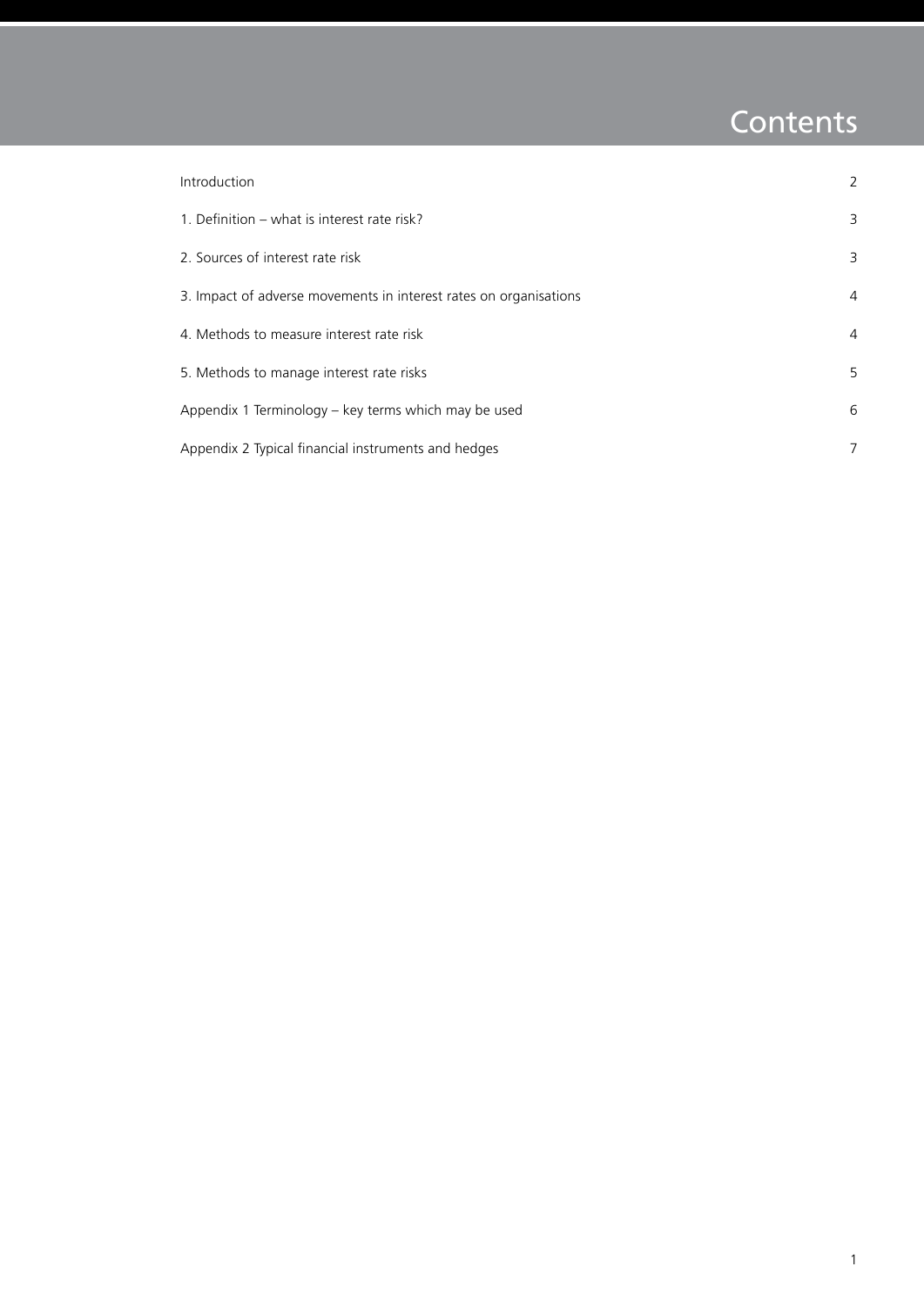# Contents

| | |
|---|---|
| Introduction | 2 |
| 1. Definition – what is interest rate risk? | 3 |
| 2. Sources of interest rate risk | 3 |
| 3. Impact of adverse movements in interest rates on organisations | 4 |
| 4. Methods to measure interest rate risk | 4 |
| 5. Methods to manage interest rate risks | 5 |
| Appendix 1 Terminology – key terms which may be used | 6 |
| Appendix 2 Typical financial instruments and hedges | 7 |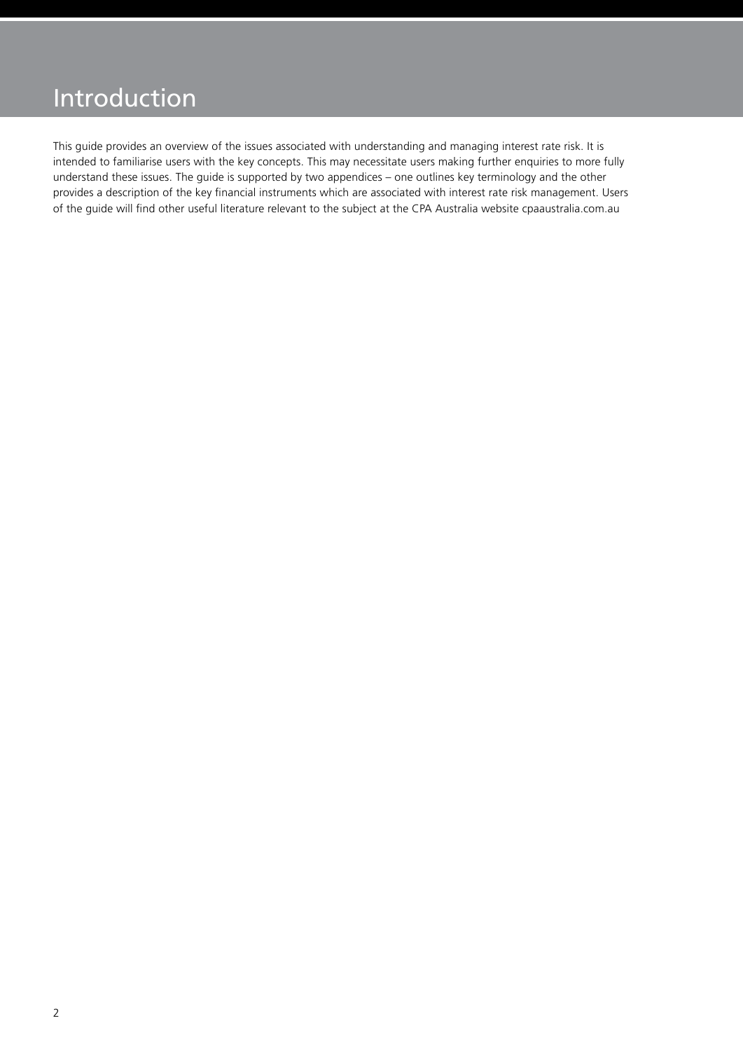# Introduction

This guide provides an overview of the issues associated with understanding and managing interest rate risk. It is intended to familiarise users with the key concepts. This may necessitate users making further enquiries to more fully understand these issues. The guide is supported by two appendices – one outlines key terminology and the other provides a description of the key financial instruments which are associated with interest rate risk management. Users of the guide will find other useful literature relevant to the subject at the CPA Australia website cpaaustralia.com.au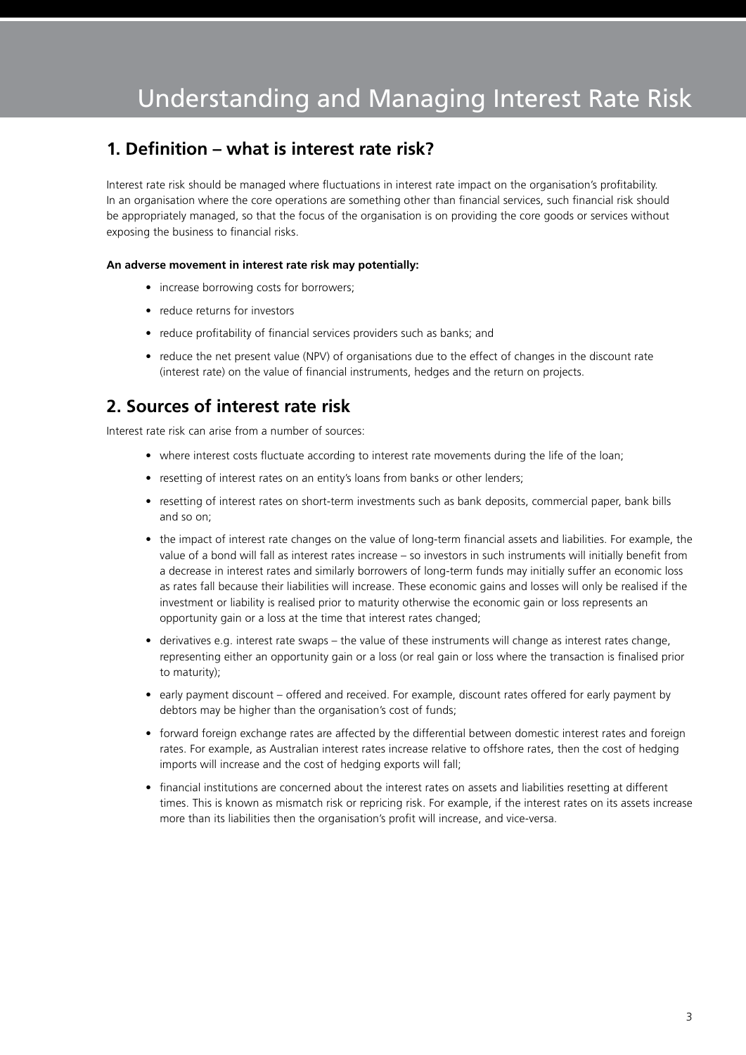# Understanding and Managing Interest Rate Risk

## 1. Definition – what is interest rate risk?

Interest rate risk should be managed where fluctuations in interest rate impact on the organisation's profitability. In an organisation where the core operations are something other than financial services, such financial risk should be appropriately managed, so that the focus of the organisation is on providing the core goods or services without exposing the business to financial risks.

**An adverse movement in interest rate risk may potentially:**

- increase borrowing costs for borrowers;
- reduce returns for investors
- reduce profitability of financial services providers such as banks; and
- reduce the net present value (NPV) of organisations due to the effect of changes in the discount rate (interest rate) on the value of financial instruments, hedges and the return on projects.

## 2. Sources of interest rate risk

Interest rate risk can arise from a number of sources:

- where interest costs fluctuate according to interest rate movements during the life of the loan;
- resetting of interest rates on an entity's loans from banks or other lenders;
- resetting of interest rates on short-term investments such as bank deposits, commercial paper, bank bills and so on;
- the impact of interest rate changes on the value of long-term financial assets and liabilities. For example, the value of a bond will fall as interest rates increase – so investors in such instruments will initially benefit from a decrease in interest rates and similarly borrowers of long-term funds may initially suffer an economic loss as rates fall because their liabilities will increase. These economic gains and losses will only be realised if the investment or liability is realised prior to maturity otherwise the economic gain or loss represents an opportunity gain or a loss at the time that interest rates changed;
- derivatives e.g. interest rate swaps – the value of these instruments will change as interest rates change, representing either an opportunity gain or a loss (or real gain or loss where the transaction is finalised prior to maturity);
- early payment discount – offered and received. For example, discount rates offered for early payment by debtors may be higher than the organisation's cost of funds;
- forward foreign exchange rates are affected by the differential between domestic interest rates and foreign rates. For example, as Australian interest rates increase relative to offshore rates, then the cost of hedging imports will increase and the cost of hedging exports will fall;
- financial institutions are concerned about the interest rates on assets and liabilities resetting at different times. This is known as mismatch risk or repricing risk. For example, if the interest rates on its assets increase more than its liabilities then the organisation's profit will increase, and vice-versa.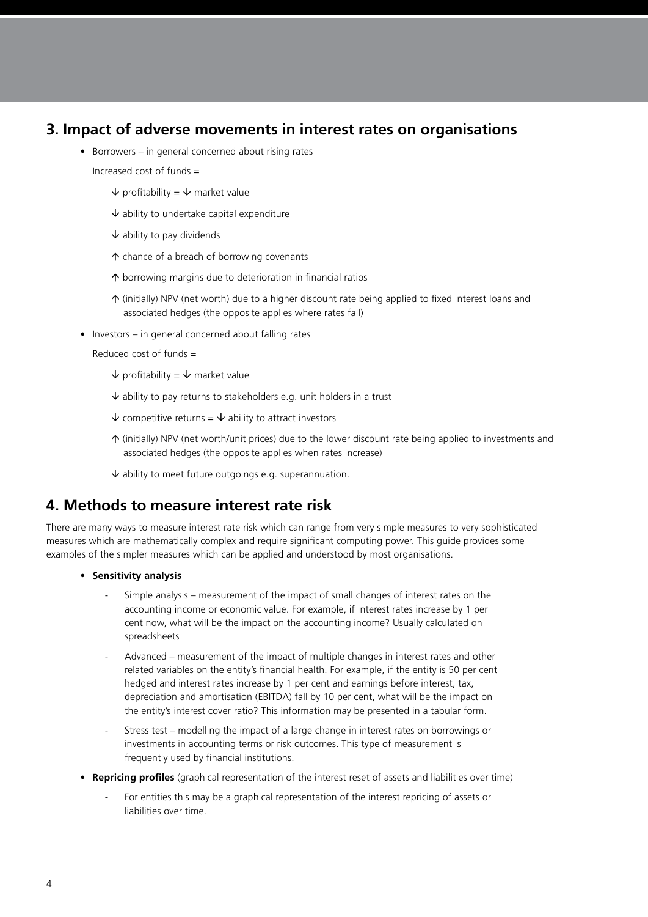## 3. Impact of adverse movements in interest rates on organisations

- Borrowers – in general concerned about rising rates

  Increased cost of funds =

  - ↓ profitability = ↓ market value
  - ↓ ability to undertake capital expenditure
  - ↓ ability to pay dividends
  - ↑ chance of a breach of borrowing covenants
  - ↑ borrowing margins due to deterioration in financial ratios
  - ↑ (initially) NPV (net worth) due to a higher discount rate being applied to fixed interest loans and associated hedges (the opposite applies where rates fall)

- Investors – in general concerned about falling rates

  Reduced cost of funds =

  - ↓ profitability = ↓ market value
  - ↓ ability to pay returns to stakeholders e.g. unit holders in a trust
  - ↓ competitive returns = ↓ ability to attract investors
  - ↑ (initially) NPV (net worth/unit prices) due to the lower discount rate being applied to investments and associated hedges (the opposite applies when rates increase)
  - ↓ ability to meet future outgoings e.g. superannuation.

## 4. Methods to measure interest rate risk

There are many ways to measure interest rate risk which can range from very simple measures to very sophisticated measures which are mathematically complex and require significant computing power. This guide provides some examples of the simpler measures which can be applied and understood by most organisations.

- **Sensitivity analysis**
  - Simple analysis – measurement of the impact of small changes of interest rates on the accounting income or economic value. For example, if interest rates increase by 1 per cent now, what will be the impact on the accounting income? Usually calculated on spreadsheets
  - Advanced – measurement of the impact of multiple changes in interest rates and other related variables on the entity's financial health. For example, if the entity is 50 per cent hedged and interest rates increase by 1 per cent and earnings before interest, tax, depreciation and amortisation (EBITDA) fall by 10 per cent, what will be the impact on the entity's interest cover ratio? This information may be presented in a tabular form.
  - Stress test – modelling the impact of a large change in interest rates on borrowings or investments in accounting terms or risk outcomes. This type of measurement is frequently used by financial institutions.
- **Repricing profiles** (graphical representation of the interest reset of assets and liabilities over time)
  - For entities this may be a graphical representation of the interest repricing of assets or liabilities over time.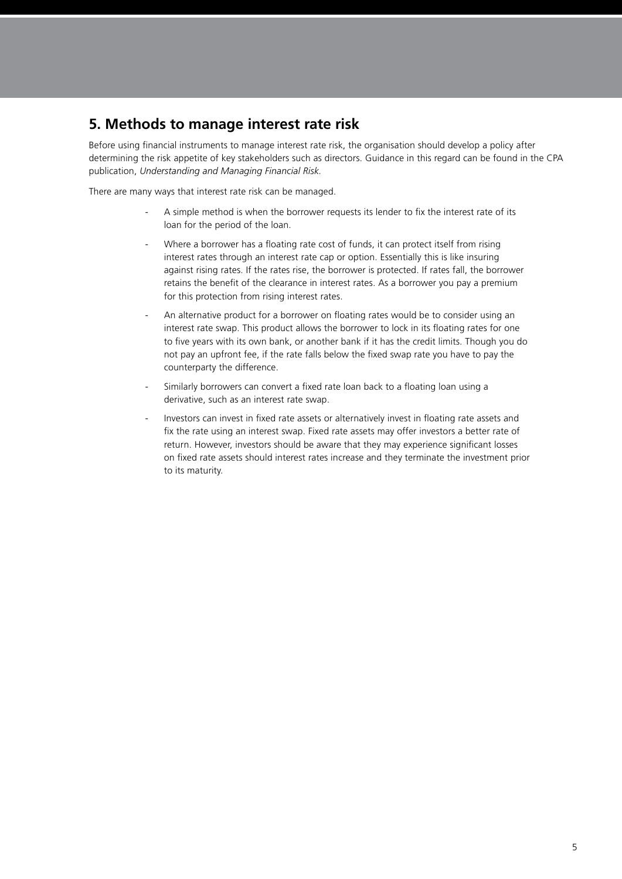## 5. Methods to manage interest rate risk

Before using financial instruments to manage interest rate risk, the organisation should develop a policy after determining the risk appetite of key stakeholders such as directors. Guidance in this regard can be found in the CPA publication, *Understanding and Managing Financial Risk.*

There are many ways that interest rate risk can be managed.

- A simple method is when the borrower requests its lender to fix the interest rate of its loan for the period of the loan.
- Where a borrower has a floating rate cost of funds, it can protect itself from rising interest rates through an interest rate cap or option. Essentially this is like insuring against rising rates. If the rates rise, the borrower is protected. If rates fall, the borrower retains the benefit of the clearance in interest rates. As a borrower you pay a premium for this protection from rising interest rates.
- An alternative product for a borrower on floating rates would be to consider using an interest rate swap. This product allows the borrower to lock in its floating rates for one to five years with its own bank, or another bank if it has the credit limits. Though you do not pay an upfront fee, if the rate falls below the fixed swap rate you have to pay the counterparty the difference.
- Similarly borrowers can convert a fixed rate loan back to a floating loan using a derivative, such as an interest rate swap.
- Investors can invest in fixed rate assets or alternatively invest in floating rate assets and fix the rate using an interest swap. Fixed rate assets may offer investors a better rate of return. However, investors should be aware that they may experience significant losses on fixed rate assets should interest rates increase and they terminate the investment prior to its maturity.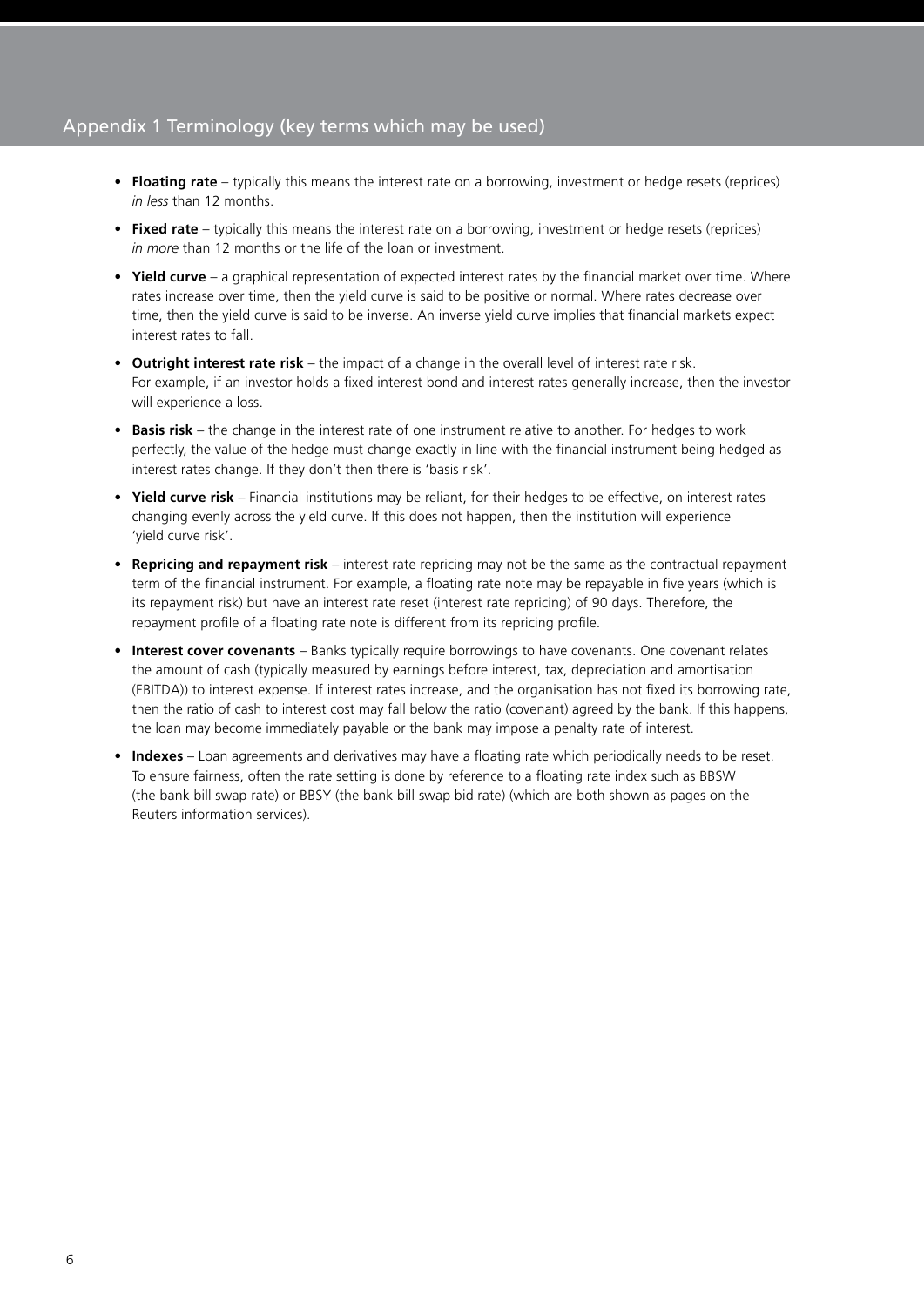# Appendix 1 Terminology (key terms which may be used)

- **Floating rate** – typically this means the interest rate on a borrowing, investment or hedge resets (reprices) *in less* than 12 months.
- **Fixed rate** – typically this means the interest rate on a borrowing, investment or hedge resets (reprices) *in more* than 12 months or the life of the loan or investment.
- **Yield curve** – a graphical representation of expected interest rates by the financial market over time. Where rates increase over time, then the yield curve is said to be positive or normal. Where rates decrease over time, then the yield curve is said to be inverse. An inverse yield curve implies that financial markets expect interest rates to fall.
- **Outright interest rate risk** – the impact of a change in the overall level of interest rate risk. For example, if an investor holds a fixed interest bond and interest rates generally increase, then the investor will experience a loss.
- **Basis risk** – the change in the interest rate of one instrument relative to another. For hedges to work perfectly, the value of the hedge must change exactly in line with the financial instrument being hedged as interest rates change. If they don't then there is 'basis risk'.
- **Yield curve risk** – Financial institutions may be reliant, for their hedges to be effective, on interest rates changing evenly across the yield curve. If this does not happen, then the institution will experience 'yield curve risk'.
- **Repricing and repayment risk** – interest rate repricing may not be the same as the contractual repayment term of the financial instrument. For example, a floating rate note may be repayable in five years (which is its repayment risk) but have an interest rate reset (interest rate repricing) of 90 days. Therefore, the repayment profile of a floating rate note is different from its repricing profile.
- **Interest cover covenants** – Banks typically require borrowings to have covenants. One covenant relates the amount of cash (typically measured by earnings before interest, tax, depreciation and amortisation (EBITDA)) to interest expense. If interest rates increase, and the organisation has not fixed its borrowing rate, then the ratio of cash to interest cost may fall below the ratio (covenant) agreed by the bank. If this happens, the loan may become immediately payable or the bank may impose a penalty rate of interest.
- **Indexes** – Loan agreements and derivatives may have a floating rate which periodically needs to be reset. To ensure fairness, often the rate setting is done by reference to a floating rate index such as BBSW (the bank bill swap rate) or BBSY (the bank bill swap bid rate) (which are both shown as pages on the Reuters information services).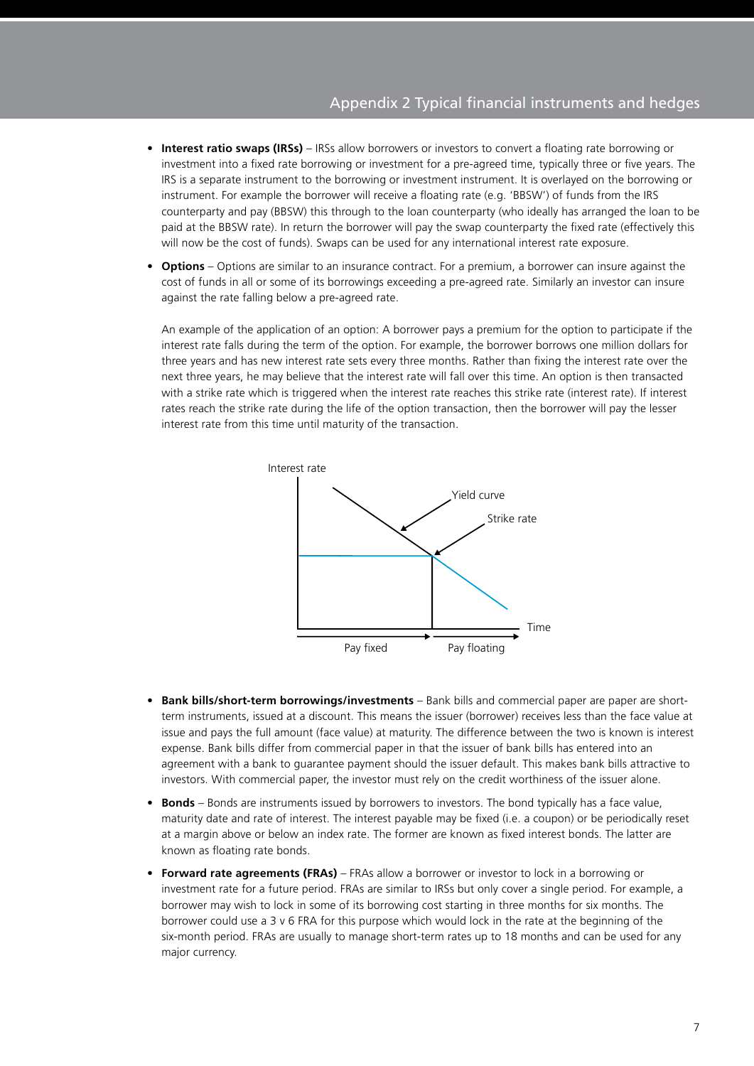## Appendix 2 Typical financial instruments and hedges

- **Interest ratio swaps (IRSs)** – IRSs allow borrowers or investors to convert a floating rate borrowing or investment into a fixed rate borrowing or investment for a pre-agreed time, typically three or five years. The IRS is a separate instrument to the borrowing or investment instrument. It is overlayed on the borrowing or instrument. For example the borrower will receive a floating rate (e.g. 'BBSW') of funds from the IRS counterparty and pay (BBSW) this through to the loan counterparty (who ideally has arranged the loan to be paid at the BBSW rate). In return the borrower will pay the swap counterparty the fixed rate (effectively this will now be the cost of funds). Swaps can be used for any international interest rate exposure.

- **Options** – Options are similar to an insurance contract. For a premium, a borrower can insure against the cost of funds in all or some of its borrowings exceeding a pre-agreed rate. Similarly an investor can insure against the rate falling below a pre-agreed rate.

  An example of the application of an option: A borrower pays a premium for the option to participate if the interest rate falls during the term of the option. For example, the borrower borrows one million dollars for three years and has new interest rate sets every three months. Rather than fixing the interest rate over the next three years, he may believe that the interest rate will fall over this time. An option is then transacted with a strike rate which is triggered when the interest rate reaches this strike rate (interest rate). If interest rates reach the strike rate during the life of the option transaction, then the borrower will pay the lesser interest rate from this time until maturity of the transaction.

Interest rate | Yield curve | Strike rate | Time | Pay fixed | Pay floating

- **Bank bills/short-term borrowings/investments** – Bank bills and commercial paper are paper are short-term instruments, issued at a discount. This means the issuer (borrower) receives less than the face value at issue and pays the full amount (face value) at maturity. The difference between the two is known is interest expense. Bank bills differ from commercial paper in that the issuer of bank bills has entered into an agreement with a bank to guarantee payment should the issuer default. This makes bank bills attractive to investors. With commercial paper, the investor must rely on the credit worthiness of the issuer alone.

- **Bonds** – Bonds are instruments issued by borrowers to investors. The bond typically has a face value, maturity date and rate of interest. The interest payable may be fixed (i.e. a coupon) or be periodically reset at a margin above or below an index rate. The former are known as fixed interest bonds. The latter are known as floating rate bonds.

- **Forward rate agreements (FRAs)** – FRAs allow a borrower or investor to lock in a borrowing or investment rate for a future period. FRAs are similar to IRSs but only cover a single period. For example, a borrower may wish to lock in some of its borrowing cost starting in three months for six months. The borrower could use a 3 v 6 FRA for this purpose which would lock in the rate at the beginning of the six-month period. FRAs are usually to manage short-term rates up to 18 months and can be used for any major currency.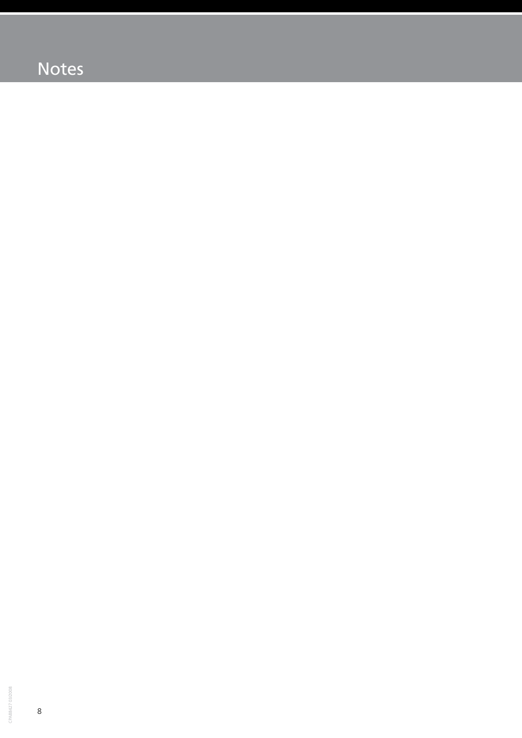# Notes

CPA88427 03/2008